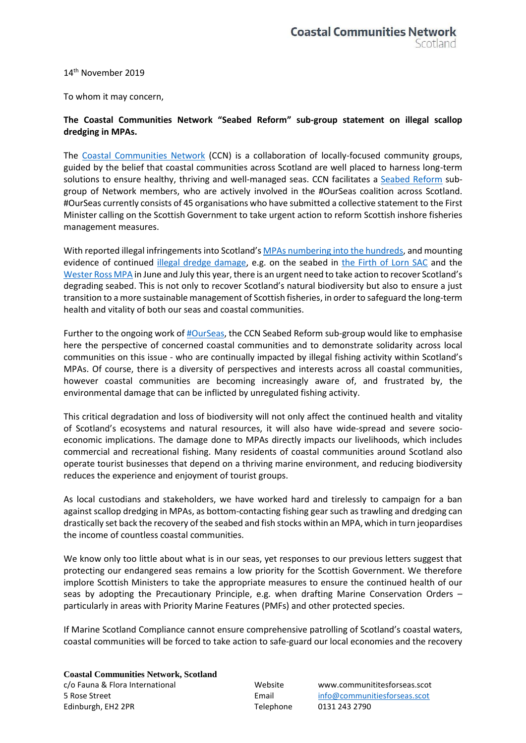**Coastal Communities Network**
Scotland

14th November 2019

To whom it may concern,

**The Coastal Communities Network "Seabed Reform" sub-group statement on illegal scallop dredging in MPAs.**

The Coastal Communities Network (CCN) is a collaboration of locally-focused community groups, guided by the belief that coastal communities across Scotland are well placed to harness long-term solutions to ensure healthy, thriving and well-managed seas. CCN facilitates a Seabed Reform sub-group of Network members, who are actively involved in the #OurSeas coalition across Scotland. #OurSeas currently consists of 45 organisations who have submitted a collective statement to the First Minister calling on the Scottish Government to take urgent action to reform Scottish inshore fisheries management measures.

With reported illegal infringements into Scotland's MPAs numbering into the hundreds, and mounting evidence of continued illegal dredge damage, e.g. on the seabed in the Firth of Lorn SAC and the Wester Ross MPA in June and July this year, there is an urgent need to take action to recover Scotland's degrading seabed. This is not only to recover Scotland's natural biodiversity but also to ensure a just transition to a more sustainable management of Scottish fisheries, in order to safeguard the long-term health and vitality of both our seas and coastal communities.

Further to the ongoing work of #OurSeas, the CCN Seabed Reform sub-group would like to emphasise here the perspective of concerned coastal communities and to demonstrate solidarity across local communities on this issue - who are continually impacted by illegal fishing activity within Scotland's MPAs. Of course, there is a diversity of perspectives and interests across all coastal communities, however coastal communities are becoming increasingly aware of, and frustrated by, the environmental damage that can be inflicted by unregulated fishing activity.

This critical degradation and loss of biodiversity will not only affect the continued health and vitality of Scotland's ecosystems and natural resources, it will also have wide-spread and severe socio-economic implications. The damage done to MPAs directly impacts our livelihoods, which includes commercial and recreational fishing. Many residents of coastal communities around Scotland also operate tourist businesses that depend on a thriving marine environment, and reducing biodiversity reduces the experience and enjoyment of tourist groups.

As local custodians and stakeholders, we have worked hard and tirelessly to campaign for a ban against scallop dredging in MPAs, as bottom-contacting fishing gear such as trawling and dredging can drastically set back the recovery of the seabed and fish stocks within an MPA, which in turn jeopardises the income of countless coastal communities.

We know only too little about what is in our seas, yet responses to our previous letters suggest that protecting our endangered seas remains a low priority for the Scottish Government. We therefore implore Scottish Ministers to take the appropriate measures to ensure the continued health of our seas by adopting the Precautionary Principle, e.g. when drafting Marine Conservation Orders – particularly in areas with Priority Marine Features (PMFs) and other protected species.

If Marine Scotland Compliance cannot ensure comprehensive patrolling of Scotland's coastal waters, coastal communities will be forced to take action to safe-guard our local economies and the recovery

**Coastal Communities Network, Scotland**
c/o Fauna & Flora International
5 Rose Street
Edinburgh, EH2 2PR

Website www.communititesforseas.scot
Email info@communitiesforseas.scot
Telephone 0131 243 2790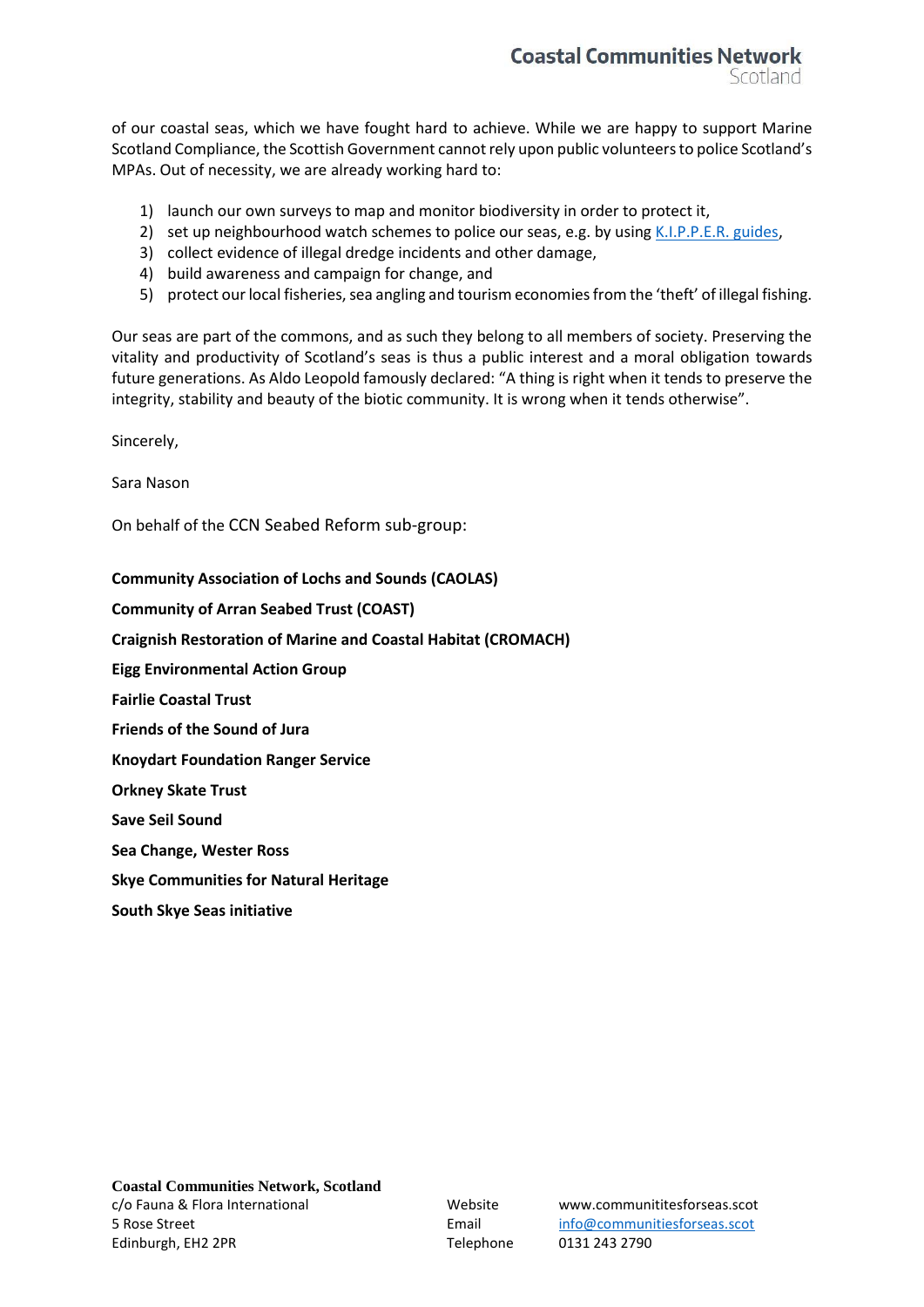of our coastal seas, which we have fought hard to achieve. While we are happy to support Marine Scotland Compliance, the Scottish Government cannot rely upon public volunteers to police Scotland's MPAs. Out of necessity, we are already working hard to:

1) launch our own surveys to map and monitor biodiversity in order to protect it,
2) set up neighbourhood watch schemes to police our seas, e.g. by using [K.I.P.P.E.R. guides](),
3) collect evidence of illegal dredge incidents and other damage,
4) build awareness and campaign for change, and
5) protect our local fisheries, sea angling and tourism economies from the 'theft' of illegal fishing.

Our seas are part of the commons, and as such they belong to all members of society. Preserving the vitality and productivity of Scotland's seas is thus a public interest and a moral obligation towards future generations. As Aldo Leopold famously declared: "A thing is right when it tends to preserve the integrity, stability and beauty of the biotic community. It is wrong when it tends otherwise".

Sincerely,

Sara Nason

On behalf of the CCN Seabed Reform sub-group:

**Community Association of Lochs and Sounds (CAOLAS)**

**Community of Arran Seabed Trust (COAST)**

**Craignish Restoration of Marine and Coastal Habitat (CROMACH)**

**Eigg Environmental Action Group**

**Fairlie Coastal Trust**

**Friends of the Sound of Jura**

**Knoydart Foundation Ranger Service**

**Orkney Skate Trust**

**Save Seil Sound**

**Sea Change, Wester Ross**

**Skye Communities for Natural Heritage**

**South Skye Seas initiative**

**Coastal Communities Network, Scotland**
c/o Fauna & Flora International
5 Rose Street
Edinburgh, EH2 2PR

Website www.communititesforseas.scot
Email info@communitiesforseas.scot
Telephone 0131 243 2790